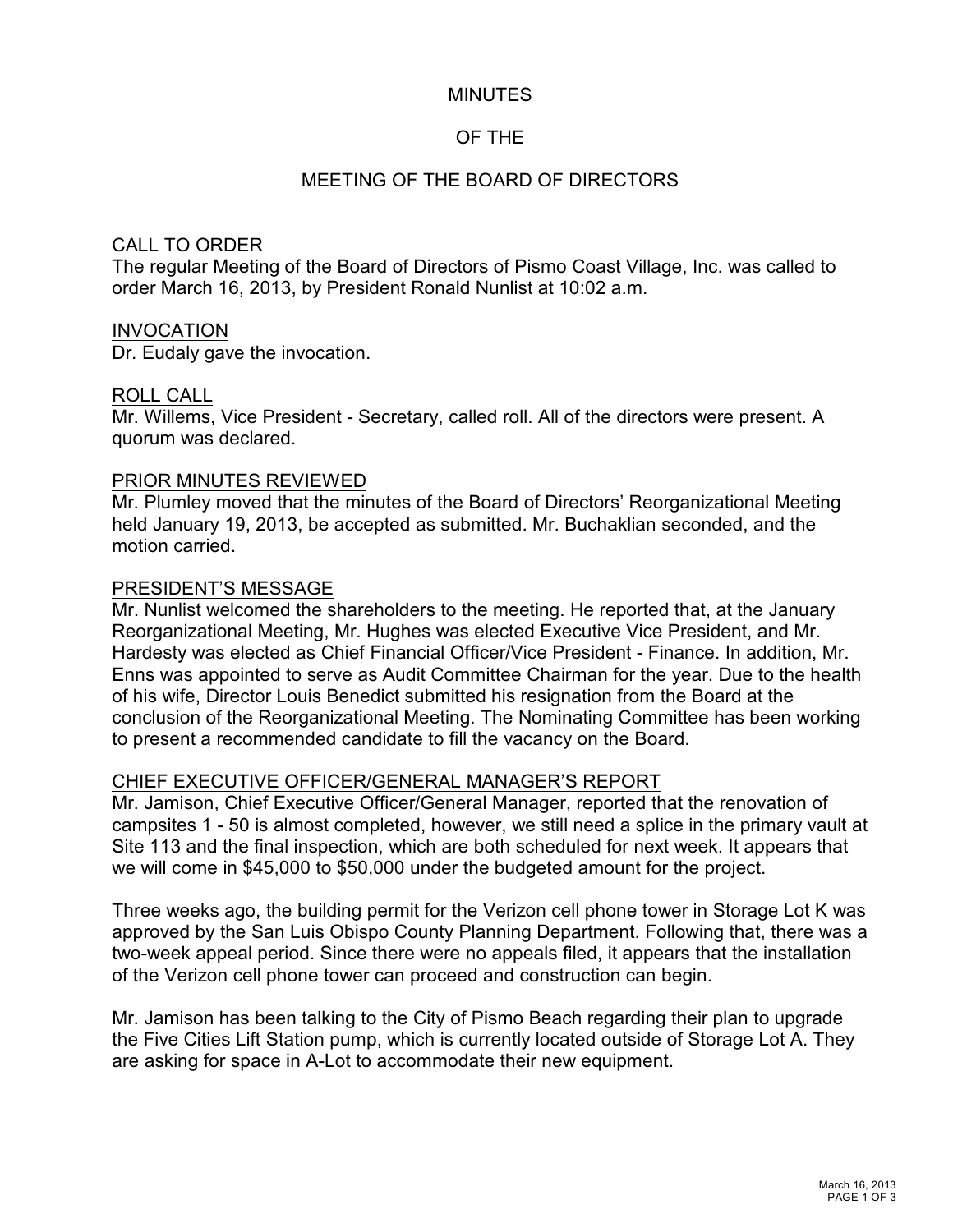# MINUTES

# OF THE

# MEETING OF THE BOARD OF DIRECTORS

## CALL TO ORDER

The regular Meeting of the Board of Directors of Pismo Coast Village, Inc. was called to order March 16, 2013, by President Ronald Nunlist at 10:02 a.m.

## INVOCATION

Dr. Eudaly gave the invocation.

## ROLL CALL

Mr. Willems, Vice President - Secretary, called roll. All of the directors were present. A quorum was declared.

## PRIOR MINUTES REVIEWED

Mr. Plumley moved that the minutes of the Board of Directors' Reorganizational Meeting held January 19, 2013, be accepted as submitted. Mr. Buchaklian seconded, and the motion carried.

## PRESIDENT'S MESSAGE

Mr. Nunlist welcomed the shareholders to the meeting. He reported that, at the January Reorganizational Meeting, Mr. Hughes was elected Executive Vice President, and Mr. Hardesty was elected as Chief Financial Officer/Vice President - Finance. In addition, Mr. Enns was appointed to serve as Audit Committee Chairman for the year. Due to the health of his wife, Director Louis Benedict submitted his resignation from the Board at the conclusion of the Reorganizational Meeting. The Nominating Committee has been working to present a recommended candidate to fill the vacancy on the Board.

## CHIEF EXECUTIVE OFFICER/GENERAL MANAGER'S REPORT

Mr. Jamison, Chief Executive Officer/General Manager, reported that the renovation of campsites 1 - 50 is almost completed, however, we still need a splice in the primary vault at Site 113 and the final inspection, which are both scheduled for next week. It appears that we will come in $45,000 to $50,000 under the budgeted amount for the project.

Three weeks ago, the building permit for the Verizon cell phone tower in Storage Lot K was approved by the San Luis Obispo County Planning Department. Following that, there was a two-week appeal period. Since there were no appeals filed, it appears that the installation of the Verizon cell phone tower can proceed and construction can begin.

Mr. Jamison has been talking to the City of Pismo Beach regarding their plan to upgrade the Five Cities Lift Station pump, which is currently located outside of Storage Lot A. They are asking for space in A-Lot to accommodate their new equipment.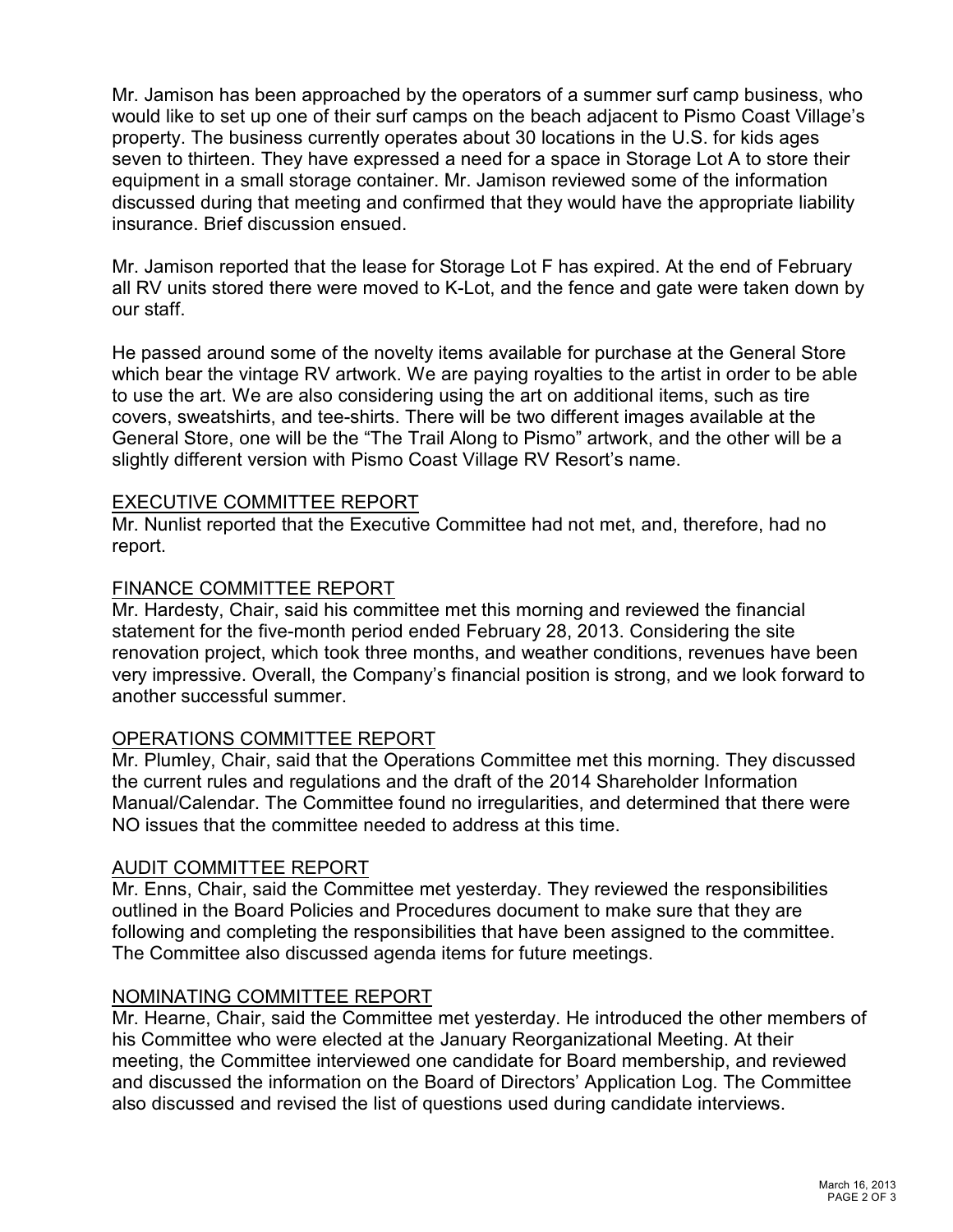Mr. Jamison has been approached by the operators of a summer surf camp business, who would like to set up one of their surf camps on the beach adjacent to Pismo Coast Village's property. The business currently operates about 30 locations in the U.S. for kids ages seven to thirteen. They have expressed a need for a space in Storage Lot A to store their equipment in a small storage container. Mr. Jamison reviewed some of the information discussed during that meeting and confirmed that they would have the appropriate liability insurance. Brief discussion ensued.

Mr. Jamison reported that the lease for Storage Lot F has expired. At the end of February all RV units stored there were moved to K-Lot, and the fence and gate were taken down by our staff.

He passed around some of the novelty items available for purchase at the General Store which bear the vintage RV artwork. We are paying royalties to the artist in order to be able to use the art. We are also considering using the art on additional items, such as tire covers, sweatshirts, and tee-shirts. There will be two different images available at the General Store, one will be the "The Trail Along to Pismo" artwork, and the other will be a slightly different version with Pismo Coast Village RV Resort's name.

EXECUTIVE COMMITTEE REPORT

Mr. Nunlist reported that the Executive Committee had not met, and, therefore, had no report.

FINANCE COMMITTEE REPORT

Mr. Hardesty, Chair, said his committee met this morning and reviewed the financial statement for the five-month period ended February 28, 2013. Considering the site renovation project, which took three months, and weather conditions, revenues have been very impressive. Overall, the Company's financial position is strong, and we look forward to another successful summer.

OPERATIONS COMMITTEE REPORT

Mr. Plumley, Chair, said that the Operations Committee met this morning. They discussed the current rules and regulations and the draft of the 2014 Shareholder Information Manual/Calendar. The Committee found no irregularities, and determined that there were NO issues that the committee needed to address at this time.

AUDIT COMMITTEE REPORT

Mr. Enns, Chair, said the Committee met yesterday. They reviewed the responsibilities outlined in the Board Policies and Procedures document to make sure that they are following and completing the responsibilities that have been assigned to the committee. The Committee also discussed agenda items for future meetings.

NOMINATING COMMITTEE REPORT

Mr. Hearne, Chair, said the Committee met yesterday. He introduced the other members of his Committee who were elected at the January Reorganizational Meeting. At their meeting, the Committee interviewed one candidate for Board membership, and reviewed and discussed the information on the Board of Directors' Application Log. The Committee also discussed and revised the list of questions used during candidate interviews.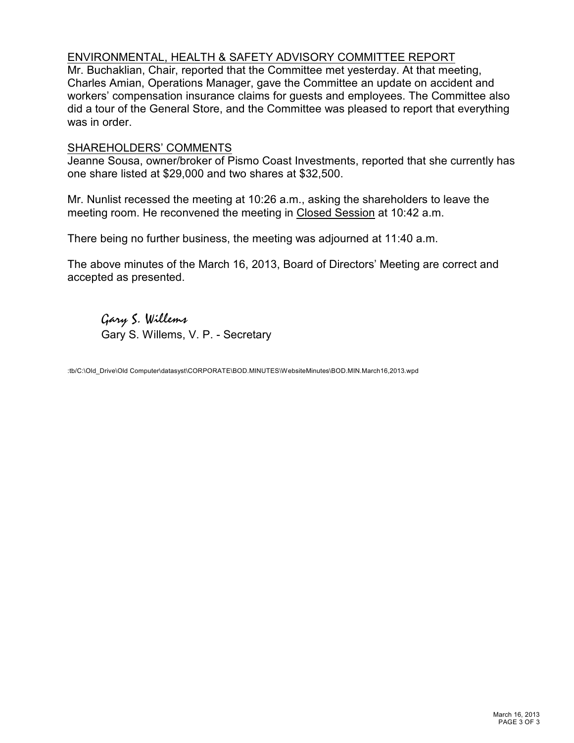ENVIRONMENTAL, HEALTH & SAFETY ADVISORY COMMITTEE REPORT

Mr. Buchaklian, Chair, reported that the Committee met yesterday. At that meeting, Charles Amian, Operations Manager, gave the Committee an update on accident and workers' compensation insurance claims for guests and employees. The Committee also did a tour of the General Store, and the Committee was pleased to report that everything was in order.

SHAREHOLDERS' COMMENTS

Jeanne Sousa, owner/broker of Pismo Coast Investments, reported that she currently has one share listed at $29,000 and two shares at $32,500.

Mr. Nunlist recessed the meeting at 10:26 a.m., asking the shareholders to leave the meeting room. He reconvened the meeting in Closed Session at 10:42 a.m.

There being no further business, the meeting was adjourned at 11:40 a.m.

The above minutes of the March 16, 2013, Board of Directors' Meeting are correct and accepted as presented.

*Gary S. Willems*

Gary S. Willems, V. P. - Secretary

:tb/C:\Old_Drive\Old Computer\datasyst\CORPORATE\BOD.MINUTES\WebsiteMinutes\BOD.MIN.March16,2013.wpd